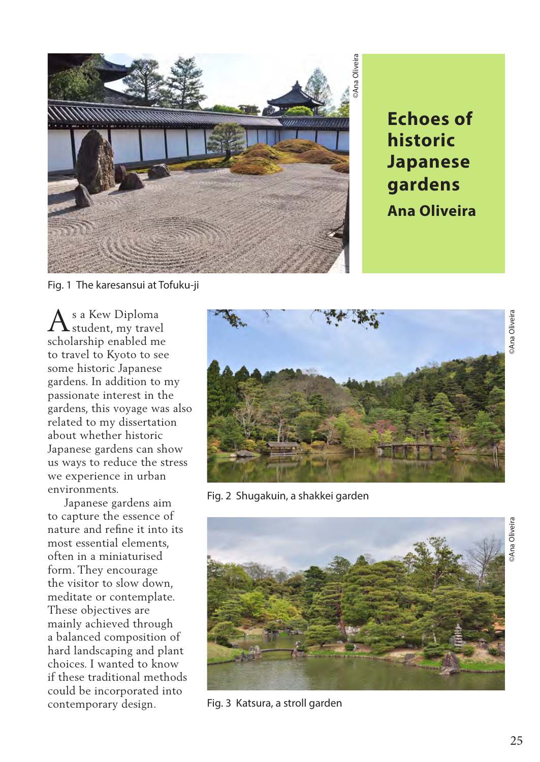Fig. 1 The karesansui at Tofuku-ji

# Echoes of historic Japanese gardens

**Ana Oliveira**

As a Kew Diploma student, my travel scholarship enabled me to travel to Kyoto to see some historic Japanese gardens. In addition to my passionate interest in the gardens, this voyage was also related to my dissertation about whether historic Japanese gardens can show us ways to reduce the stress we experience in urban environments.

Japanese gardens aim to capture the essence of nature and refine it into its most essential elements, often in a miniaturised form. They encourage the visitor to slow down, meditate or contemplate. These objectives are mainly achieved through a balanced composition of hard landscaping and plant choices. I wanted to know if these traditional methods could be incorporated into contemporary design.

Fig. 2 Shugakuin, a shakkei garden

Fig. 3 Katsura, a stroll garden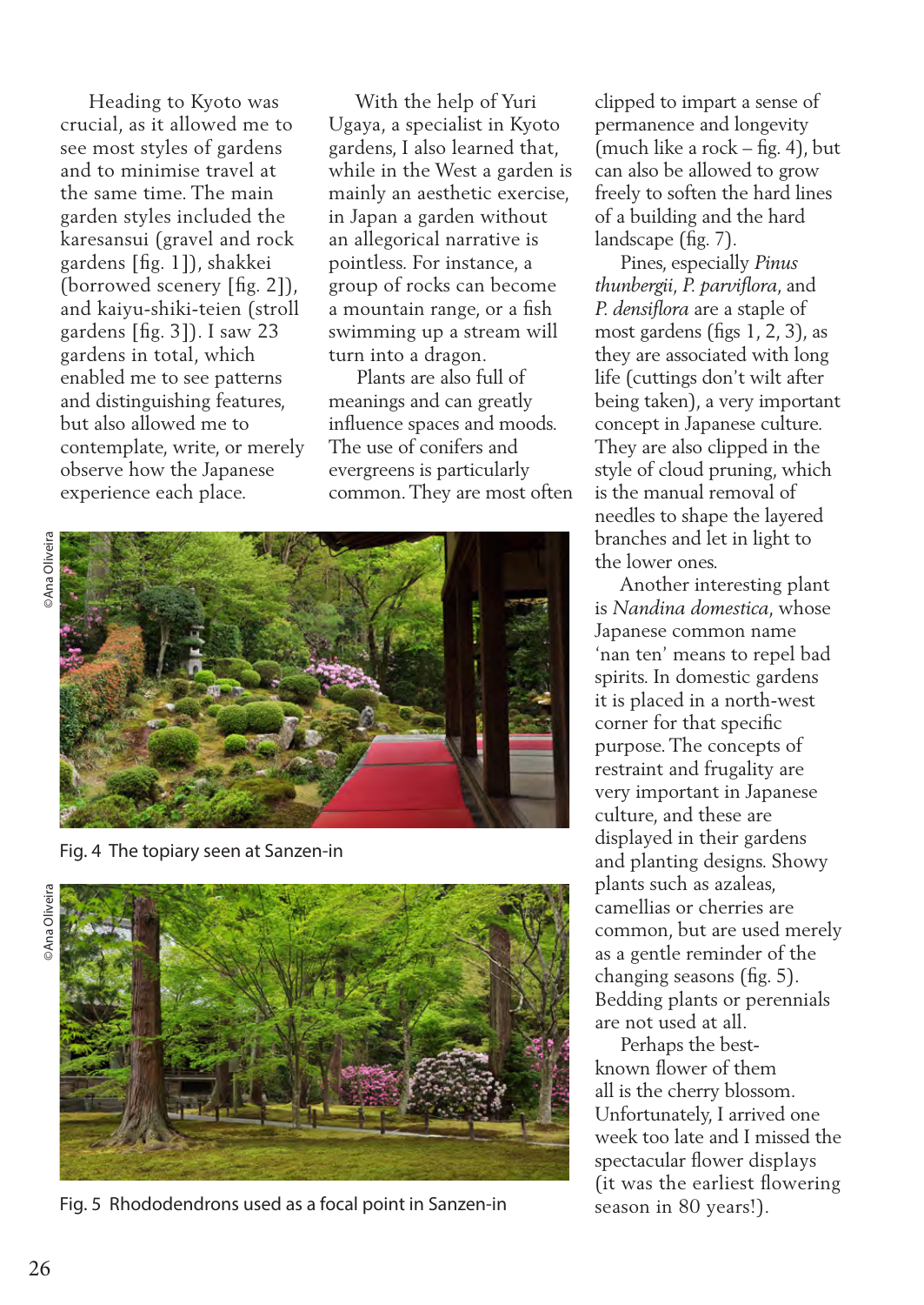Heading to Kyoto was crucial, as it allowed me to see most styles of gardens and to minimise travel at the same time. The main garden styles included the karesansui (gravel and rock gardens [fig. 1]), shakkei (borrowed scenery [fig. 2]), and kaiyu-shiki-teien (stroll gardens [fig. 3]). I saw 23 gardens in total, which enabled me to see patterns and distinguishing features, but also allowed me to contemplate, write, or merely observe how the Japanese experience each place.

With the help of Yuri Ugaya, a specialist in Kyoto gardens, I also learned that, while in the West a garden is mainly an aesthetic exercise, in Japan a garden without an allegorical narrative is pointless. For instance, a group of rocks can become a mountain range, or a fish swimming up a stream will turn into a dragon.

Plants are also full of meanings and can greatly influence spaces and moods. The use of conifers and evergreens is particularly common. They are most often clipped to impart a sense of permanence and longevity (much like a rock – fig. 4), but can also be allowed to grow freely to soften the hard lines of a building and the hard landscape (fig. 7).

Pines, especially *Pinus thunbergii*, *P. parviflora*, and *P. densiflora* are a staple of most gardens (figs 1, 2, 3), as they are associated with long life (cuttings don't wilt after being taken), a very important concept in Japanese culture. They are also clipped in the style of cloud pruning, which is the manual removal of needles to shape the layered branches and let in light to the lower ones.

Another interesting plant is *Nandina domestica*, whose Japanese common name 'nan ten' means to repel bad spirits. In domestic gardens it is placed in a north-west corner for that specific purpose. The concepts of restraint and frugality are very important in Japanese culture, and these are displayed in their gardens and planting designs. Showy plants such as azaleas, camellias or cherries are common, but are used merely as a gentle reminder of the changing seasons (fig. 5). Bedding plants or perennials are not used at all.

Perhaps the best-known flower of them all is the cherry blossom. Unfortunately, I arrived one week too late and I missed the spectacular flower displays (it was the earliest flowering season in 80 years!).

Fig. 4 The topiary seen at Sanzen-in

Fig. 5 Rhododendrons used as a focal point in Sanzen-in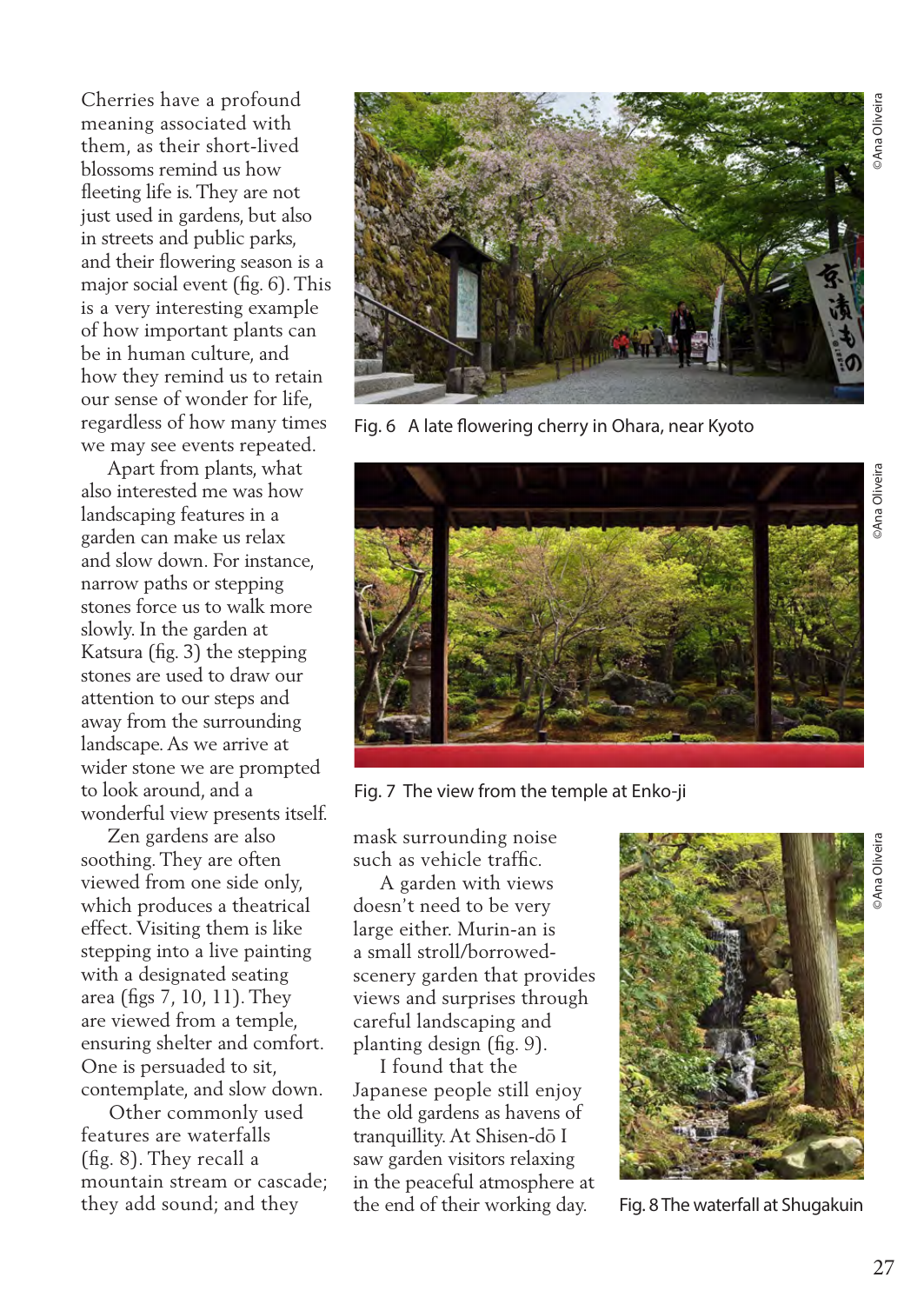Cherries have a profound meaning associated with them, as their short-lived blossoms remind us how fleeting life is. They are not just used in gardens, but also in streets and public parks, and their flowering season is a major social event (fig. 6). This is a very interesting example of how important plants can be in human culture, and how they remind us to retain our sense of wonder for life, regardless of how many times we may see events repeated.

Apart from plants, what also interested me was how landscaping features in a garden can make us relax and slow down. For instance, narrow paths or stepping stones force us to walk more slowly. In the garden at Katsura (fig. 3) the stepping stones are used to draw our attention to our steps and away from the surrounding landscape. As we arrive at wider stone we are prompted to look around, and a wonderful view presents itself.

Zen gardens are also soothing. They are often viewed from one side only, which produces a theatrical effect. Visiting them is like stepping into a live painting with a designated seating area (figs 7, 10, 11). They are viewed from a temple, ensuring shelter and comfort. One is persuaded to sit, contemplate, and slow down.

Other commonly used features are waterfalls (fig. 8). They recall a mountain stream or cascade; they add sound; and they mask surrounding noise such as vehicle traffic.

A garden with views doesn't need to be very large either. Murin-an is a small stroll/borrowed-scenery garden that provides views and surprises through careful landscaping and planting design (fig. 9).

I found that the Japanese people still enjoy the old gardens as havens of tranquillity. At Shisen-dō I saw garden visitors relaxing in the peaceful atmosphere at the end of their working day.

©Ana Oliveira

Fig. 6 A late flowering cherry in Ohara, near Kyoto

©Ana Oliveira

Fig. 7 The view from the temple at Enko-ji

©Ana Oliveira

Fig. 8 The waterfall at Shugakuin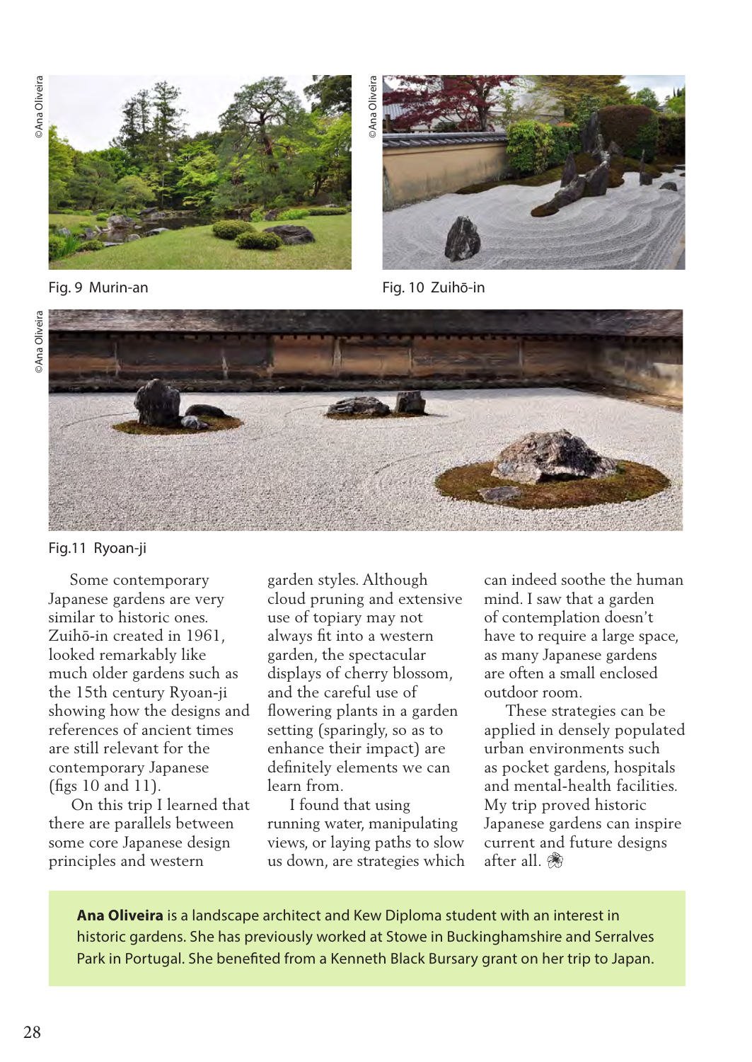©Ana Oliveira

Fig. 9 Murin-an

©Ana Oliveira

Fig. 10 Zuihō-in

©Ana Oliveira

Fig.11 Ryoan-ji

Some contemporary Japanese gardens are very similar to historic ones. Zuihō-in created in 1961, looked remarkably like much older gardens such as the 15th century Ryoan-ji showing how the designs and references of ancient times are still relevant for the contemporary Japanese (figs 10 and 11).

On this trip I learned that there are parallels between some core Japanese design principles and western garden styles. Although cloud pruning and extensive use of topiary may not always fit into a western garden, the spectacular displays of cherry blossom, and the careful use of flowering plants in a garden setting (sparingly, so as to enhance their impact) are definitely elements we can learn from.

I found that using running water, manipulating views, or laying paths to slow us down, are strategies which can indeed soothe the human mind. I saw that a garden of contemplation doesn't have to require a large space, as many Japanese gardens are often a small enclosed outdoor room.

These strategies can be applied in densely populated urban environments such as pocket gardens, hospitals and mental-health facilities. My trip proved historic Japanese gardens can inspire current and future designs after all.

**Ana Oliveira** is a landscape architect and Kew Diploma student with an interest in historic gardens. She has previously worked at Stowe in Buckinghamshire and Serralves Park in Portugal. She benefited from a Kenneth Black Bursary grant on her trip to Japan.